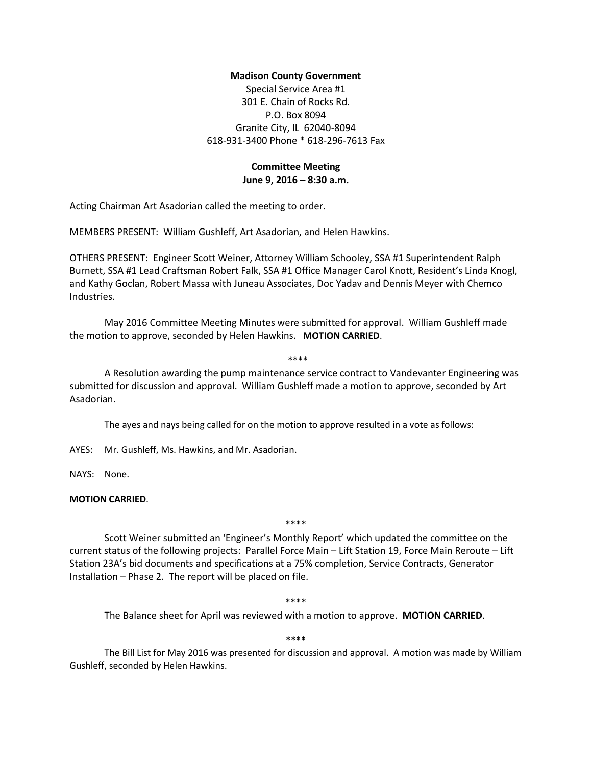**Madison County Government**
Special Service Area #1
301 E. Chain of Rocks Rd.
P.O. Box 8094
Granite City, IL 62040-8094
618-931-3400 Phone * 618-296-7613 Fax

**Committee Meeting**
**June 9, 2016 – 8:30 a.m.**

Acting Chairman Art Asadorian called the meeting to order.

MEMBERS PRESENT: William Gushleff, Art Asadorian, and Helen Hawkins.

OTHERS PRESENT: Engineer Scott Weiner, Attorney William Schooley, SSA #1 Superintendent Ralph Burnett, SSA #1 Lead Craftsman Robert Falk, SSA #1 Office Manager Carol Knott, Resident's Linda Knogl, and Kathy Goclan, Robert Massa with Juneau Associates, Doc Yadav and Dennis Meyer with Chemco Industries.

May 2016 Committee Meeting Minutes were submitted for approval. William Gushleff made the motion to approve, seconded by Helen Hawkins. **MOTION CARRIED**.

****

A Resolution awarding the pump maintenance service contract to Vandevanter Engineering was submitted for discussion and approval. William Gushleff made a motion to approve, seconded by Art Asadorian.

The ayes and nays being called for on the motion to approve resulted in a vote as follows:

AYES: Mr. Gushleff, Ms. Hawkins, and Mr. Asadorian.

NAYS: None.

**MOTION CARRIED**.

****

Scott Weiner submitted an 'Engineer's Monthly Report' which updated the committee on the current status of the following projects: Parallel Force Main – Lift Station 19, Force Main Reroute – Lift Station 23A's bid documents and specifications at a 75% completion, Service Contracts, Generator Installation – Phase 2. The report will be placed on file.

****

The Balance sheet for April was reviewed with a motion to approve. **MOTION CARRIED**.

****

The Bill List for May 2016 was presented for discussion and approval. A motion was made by William Gushleff, seconded by Helen Hawkins.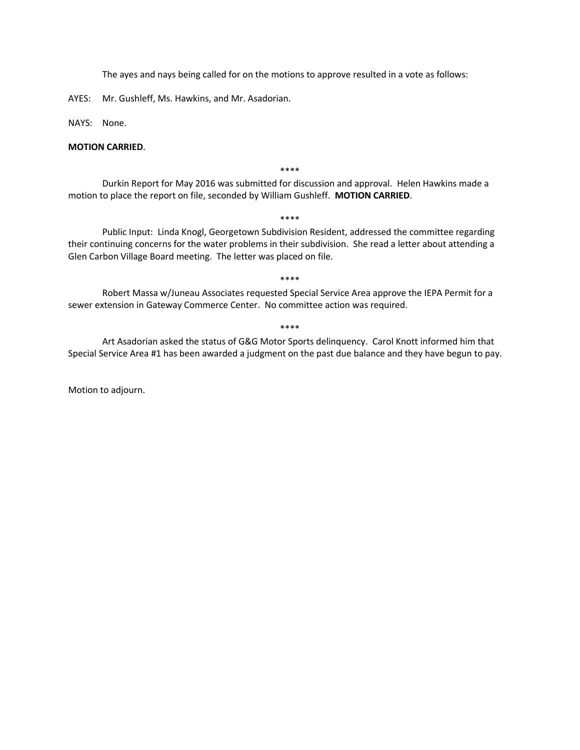The ayes and nays being called for on the motions to approve resulted in a vote as follows:

AYES: Mr. Gushleff, Ms. Hawkins, and Mr. Asadorian.

NAYS: None.

**MOTION CARRIED**.

****

Durkin Report for May 2016 was submitted for discussion and approval. Helen Hawkins made a motion to place the report on file, seconded by William Gushleff. **MOTION CARRIED**.

****

Public Input: Linda Knogl, Georgetown Subdivision Resident, addressed the committee regarding their continuing concerns for the water problems in their subdivision. She read a letter about attending a Glen Carbon Village Board meeting. The letter was placed on file.

****

Robert Massa w/Juneau Associates requested Special Service Area approve the IEPA Permit for a sewer extension in Gateway Commerce Center. No committee action was required.

****

Art Asadorian asked the status of G&G Motor Sports delinquency. Carol Knott informed him that Special Service Area #1 has been awarded a judgment on the past due balance and they have begun to pay.

Motion to adjourn.